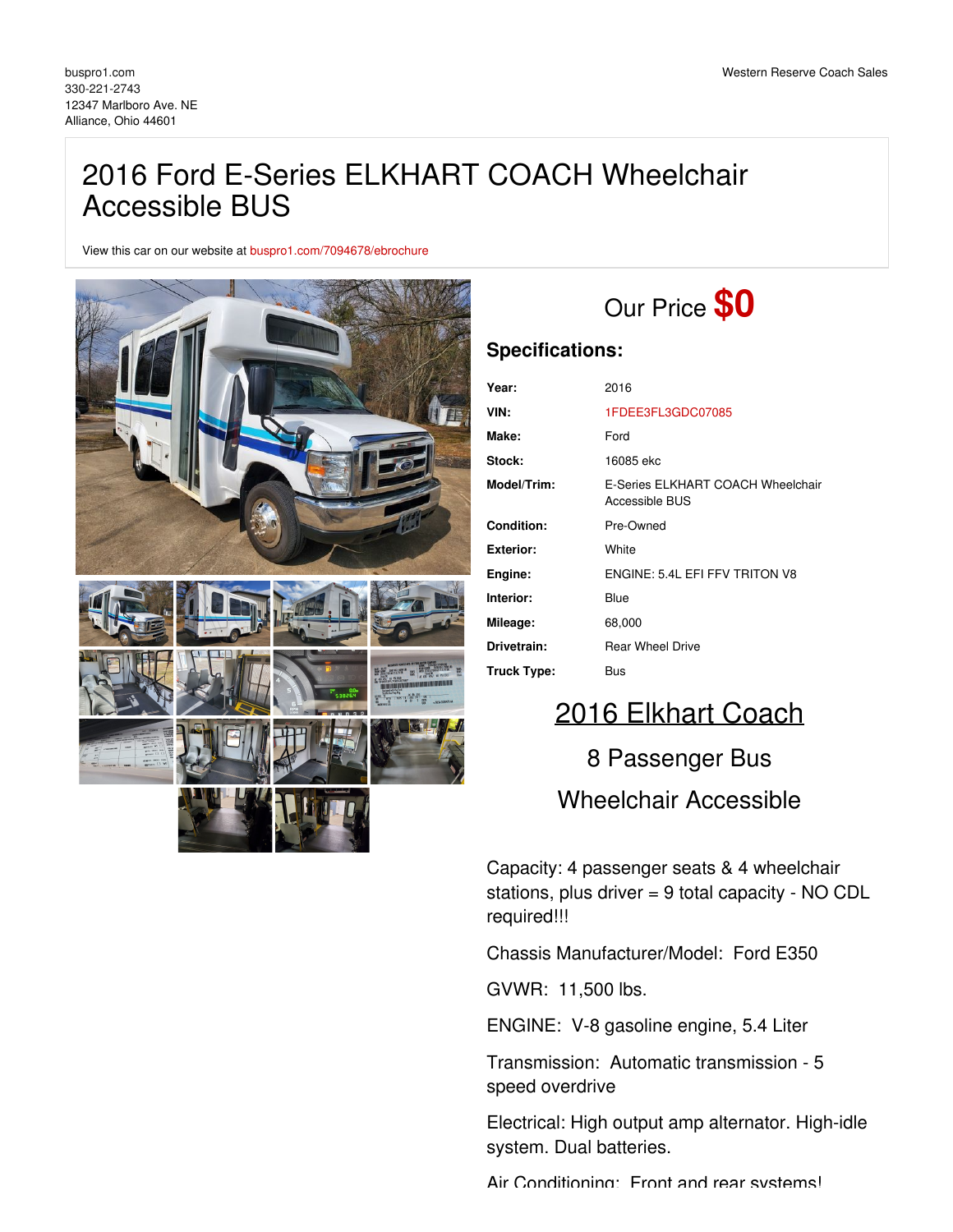buspro1.com
330-221-2743
12347 Marlboro Ave. NE
Alliance, Ohio 44601

Western Reserve Coach Sales

# 2016 Ford E-Series ELKHART COACH Wheelchair Accessible BUS

View this car on our website at buspro1.com/7094678/ebrochure

Our Price **$0**

## Specifications:

| | |
|---|---|
| **Year:** | 2016 |
| **VIN:** | 1FDEE3FL3GDC07085 |
| **Make:** | Ford |
| **Stock:** | 16085 ekc |
| **Model/Trim:** | E-Series ELKHART COACH Wheelchair Accessible BUS |
| **Condition:** | Pre-Owned |
| **Exterior:** | White |
| **Engine:** | ENGINE: 5.4L EFI FFV TRITON V8 |
| **Interior:** | Blue |
| **Mileage:** | 68,000 |
| **Drivetrain:** | Rear Wheel Drive |
| **Truck Type:** | Bus |

## 2016 Elkhart Coach

### 8 Passenger Bus

### Wheelchair Accessible

Capacity: 4 passenger seats & 4 wheelchair stations, plus driver = 9 total capacity - NO CDL required!!!

Chassis Manufacturer/Model: Ford E350

GVWR: 11,500 lbs.

ENGINE: V-8 gasoline engine, 5.4 Liter

Transmission: Automatic transmission - 5 speed overdrive

Electrical: High output amp alternator. High-idle system. Dual batteries.

Air Conditioning: Front and rear systems!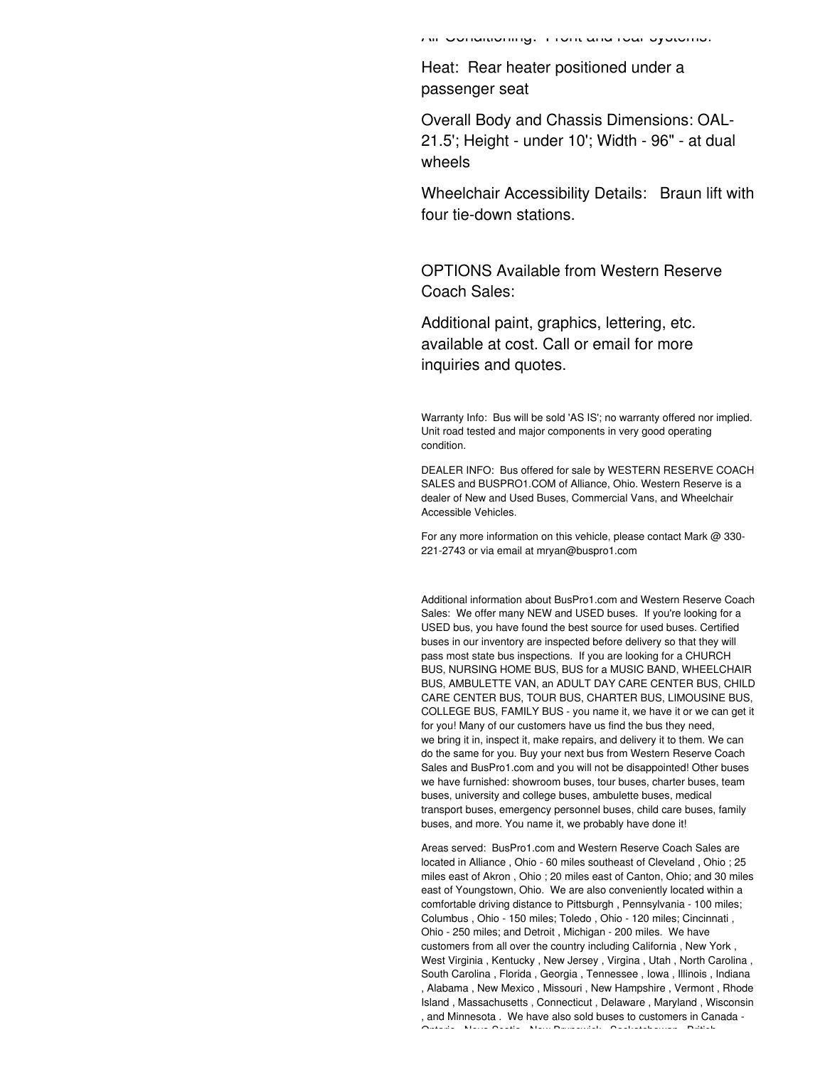Air Conditioning: Front and rear systems.

Heat: Rear heater positioned under a passenger seat

Overall Body and Chassis Dimensions: OAL- 21.5'; Height - under 10'; Width - 96" - at dual wheels

Wheelchair Accessibility Details: Braun lift with four tie-down stations.

OPTIONS Available from Western Reserve Coach Sales:

Additional paint, graphics, lettering, etc. available at cost. Call or email for more inquiries and quotes.

Warranty Info: Bus will be sold 'AS IS'; no warranty offered nor implied. Unit road tested and major components in very good operating condition.

DEALER INFO: Bus offered for sale by WESTERN RESERVE COACH SALES and BUSPRO1.COM of Alliance, Ohio. Western Reserve is a dealer of New and Used Buses, Commercial Vans, and Wheelchair Accessible Vehicles.

For any more information on this vehicle, please contact Mark @ 330-221-2743 or via email at mryan@buspro1.com

Additional information about BusPro1.com and Western Reserve Coach Sales: We offer many NEW and USED buses. If you're looking for a USED bus, you have found the best source for used buses. Certified buses in our inventory are inspected before delivery so that they will pass most state bus inspections. If you are looking for a CHURCH BUS, NURSING HOME BUS, BUS for a MUSIC BAND, WHEELCHAIR BUS, AMBULETTE VAN, an ADULT DAY CARE CENTER BUS, CHILD CARE CENTER BUS, TOUR BUS, CHARTER BUS, LIMOUSINE BUS, COLLEGE BUS, FAMILY BUS - you name it, we have it or we can get it for you! Many of our customers have us find the bus they need, we bring it in, inspect it, make repairs, and delivery it to them. We can do the same for you. Buy your next bus from Western Reserve Coach Sales and BusPro1.com and you will not be disappointed! Other buses we have furnished: showroom buses, tour buses, charter buses, team buses, university and college buses, ambulette buses, medical transport buses, emergency personnel buses, child care buses, family buses, and more. You name it, we probably have done it!

Areas served: BusPro1.com and Western Reserve Coach Sales are located in Alliance , Ohio - 60 miles southeast of Cleveland , Ohio ; 25 miles east of Akron , Ohio ; 20 miles east of Canton, Ohio; and 30 miles east of Youngstown, Ohio. We are also conveniently located within a comfortable driving distance to Pittsburgh , Pennsylvania - 100 miles; Columbus , Ohio - 150 miles; Toledo , Ohio - 120 miles; Cincinnati , Ohio - 250 miles; and Detroit , Michigan - 200 miles. We have customers from all over the country including California , New York , West Virginia , Kentucky , New Jersey , Virgina , Utah , North Carolina , South Carolina , Florida , Georgia , Tennessee , Iowa , Illinois , Indiana , Alabama , New Mexico , Missouri , New Hampshire , Vermont , Rhode Island , Massachusetts , Connecticut , Delaware , Maryland , Wisconsin , and Minnesota . We have also sold buses to customers in Canada - Ontario , Nova Scotia , New Brunswick , Saskatchewan , British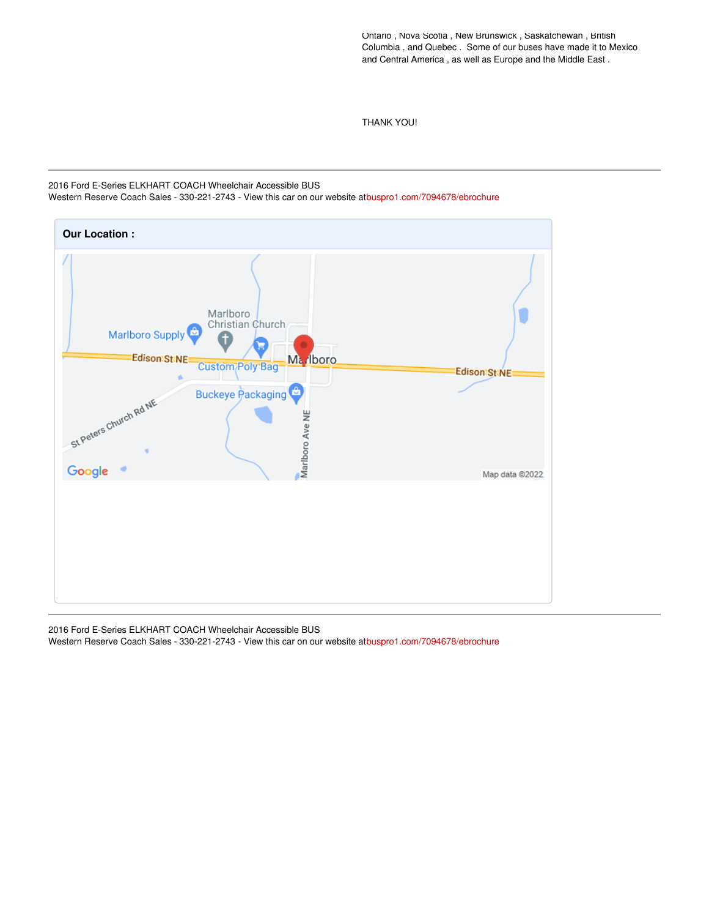Ontario , Nova Scotia , New Brunswick , Saskatchewan , British Columbia , and Quebec . Some of our buses have made it to Mexico and Central America , as well as Europe and the Middle East .

THANK YOU!

---

2016 Ford E-Series ELKHART COACH Wheelchair Accessible BUS
Western Reserve Coach Sales - 330-221-2743 - View this car on our website atbuspro1.com/7094678/ebrochure

**Our Location :**

Marlboro Christian Church

Marlboro Supply

Edison St NE

Custom Poly Bag

Marlboro

Edison St NE

Buckeye Packaging

St Peters Church Rd NE

Marlboro Ave NE

Google

Map data ©2022

---

2016 Ford E-Series ELKHART COACH Wheelchair Accessible BUS
Western Reserve Coach Sales - 330-221-2743 - View this car on our website atbuspro1.com/7094678/ebrochure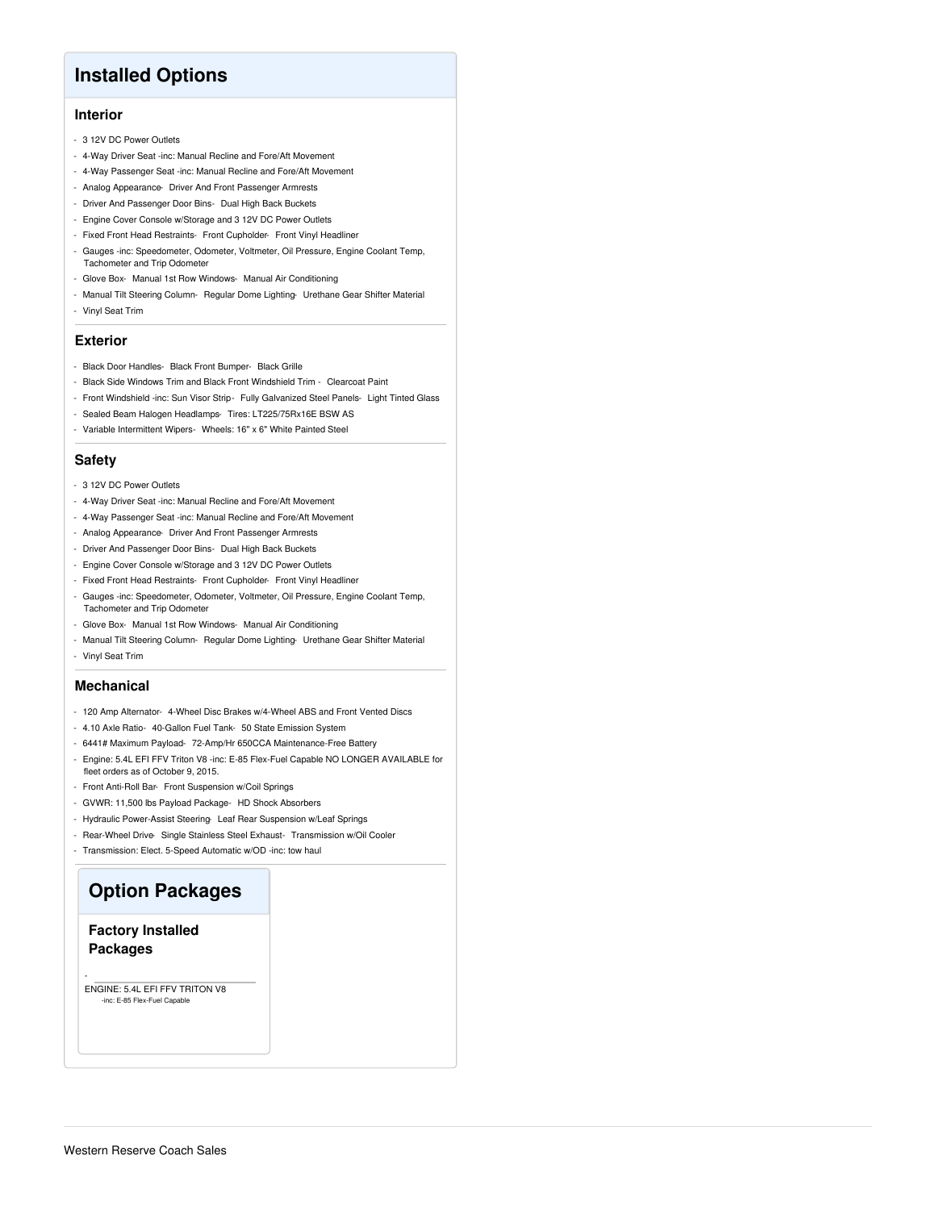# Installed Options

## Interior

- 3 12V DC Power Outlets
- 4-Way Driver Seat -inc: Manual Recline and Fore/Aft Movement
- 4-Way Passenger Seat -inc: Manual Recline and Fore/Aft Movement
- Analog Appearance- Driver And Front Passenger Armrests
- Driver And Passenger Door Bins- Dual High Back Buckets
- Engine Cover Console w/Storage and 3 12V DC Power Outlets
- Fixed Front Head Restraints- Front Cupholder- Front Vinyl Headliner
- Gauges -inc: Speedometer, Odometer, Voltmeter, Oil Pressure, Engine Coolant Temp, Tachometer and Trip Odometer
- Glove Box- Manual 1st Row Windows- Manual Air Conditioning
- Manual Tilt Steering Column- Regular Dome Lighting- Urethane Gear Shifter Material
- Vinyl Seat Trim

## Exterior

- Black Door Handles- Black Front Bumper- Black Grille
- Black Side Windows Trim and Black Front Windshield Trim - Clearcoat Paint
- Front Windshield -inc: Sun Visor Strip- Fully Galvanized Steel Panels- Light Tinted Glass
- Sealed Beam Halogen Headlamps- Tires: LT225/75Rx16E BSW AS
- Variable Intermittent Wipers- Wheels: 16" x 6" White Painted Steel

## Safety

- 3 12V DC Power Outlets
- 4-Way Driver Seat -inc: Manual Recline and Fore/Aft Movement
- 4-Way Passenger Seat -inc: Manual Recline and Fore/Aft Movement
- Analog Appearance- Driver And Front Passenger Armrests
- Driver And Passenger Door Bins- Dual High Back Buckets
- Engine Cover Console w/Storage and 3 12V DC Power Outlets
- Fixed Front Head Restraints- Front Cupholder- Front Vinyl Headliner
- Gauges -inc: Speedometer, Odometer, Voltmeter, Oil Pressure, Engine Coolant Temp, Tachometer and Trip Odometer
- Glove Box- Manual 1st Row Windows- Manual Air Conditioning
- Manual Tilt Steering Column- Regular Dome Lighting- Urethane Gear Shifter Material
- Vinyl Seat Trim

## Mechanical

- 120 Amp Alternator- 4-Wheel Disc Brakes w/4-Wheel ABS and Front Vented Discs
- 4.10 Axle Ratio- 40-Gallon Fuel Tank- 50 State Emission System
- 6441# Maximum Payload- 72-Amp/Hr 650CCA Maintenance-Free Battery
- Engine: 5.4L EFI FFV Triton V8 -inc: E-85 Flex-Fuel Capable NO LONGER AVAILABLE for fleet orders as of October 9, 2015.
- Front Anti-Roll Bar- Front Suspension w/Coil Springs
- GVWR: 11,500 lbs Payload Package- HD Shock Absorbers
- Hydraulic Power-Assist Steering- Leaf Rear Suspension w/Leaf Springs
- Rear-Wheel Drive- Single Stainless Steel Exhaust- Transmission w/Oil Cooler
- Transmission: Elect. 5-Speed Automatic w/OD -inc: tow haul

# Option Packages

## Factory Installed Packages

- ENGINE: 5.4L EFI FFV TRITON V8
  -inc: E-85 Flex-Fuel Capable

Western Reserve Coach Sales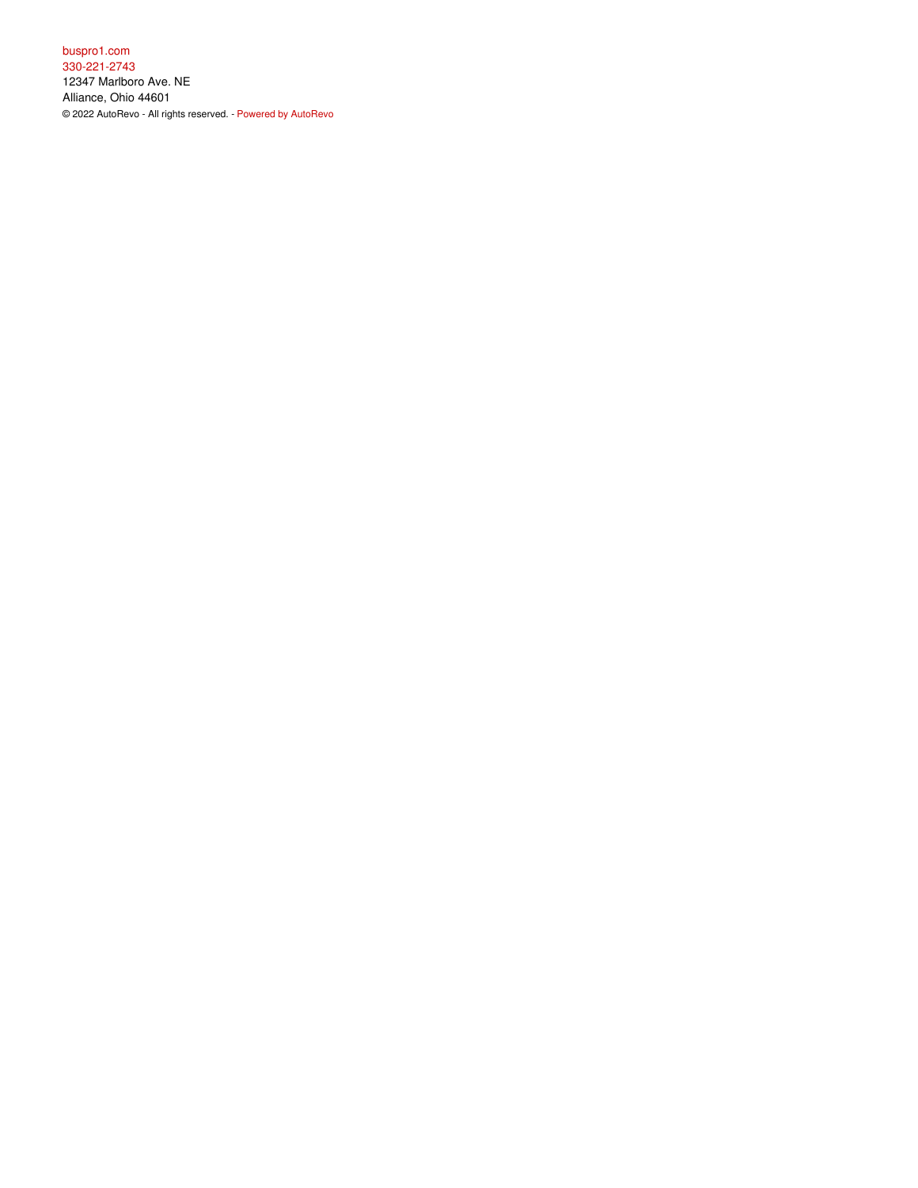buspro1.com
330-221-2743
12347 Marlboro Ave. NE
Alliance, Ohio 44601
© 2022 AutoRevo - All rights reserved. - Powered by AutoRevo